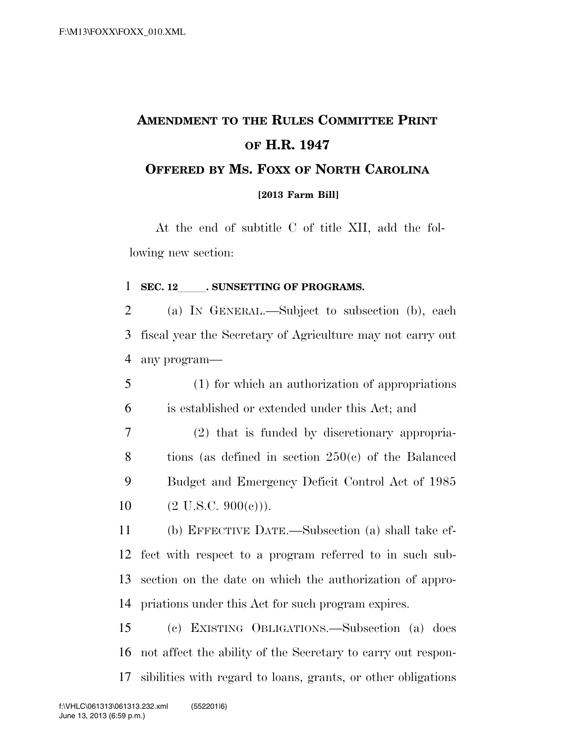# AMENDMENT TO THE RULES COMMITTEE PRINT OF H.R. 1947

## OFFERED BY MS. FOXX OF NORTH CAROLINA

**[2013 Farm Bill]**

At the end of subtitle C of title XII, add the following new section:

**SEC. 12\_\_\_\_\_. SUNSETTING OF PROGRAMS.**

(a) IN GENERAL.—Subject to subsection (b), each fiscal year the Secretary of Agriculture may not carry out any program—

(1) for which an authorization of appropriations is established or extended under this Act; and

(2) that is funded by discretionary appropriations (as defined in section 250(c) of the Balanced Budget and Emergency Deficit Control Act of 1985 (2 U.S.C. 900(c))).

(b) EFFECTIVE DATE.—Subsection (a) shall take effect with respect to a program referred to in such subsection on the date on which the authorization of appropriations under this Act for such program expires.

(c) EXISTING OBLIGATIONS.—Subsection (a) does not affect the ability of the Secretary to carry out responsibilities with regard to loans, grants, or other obligations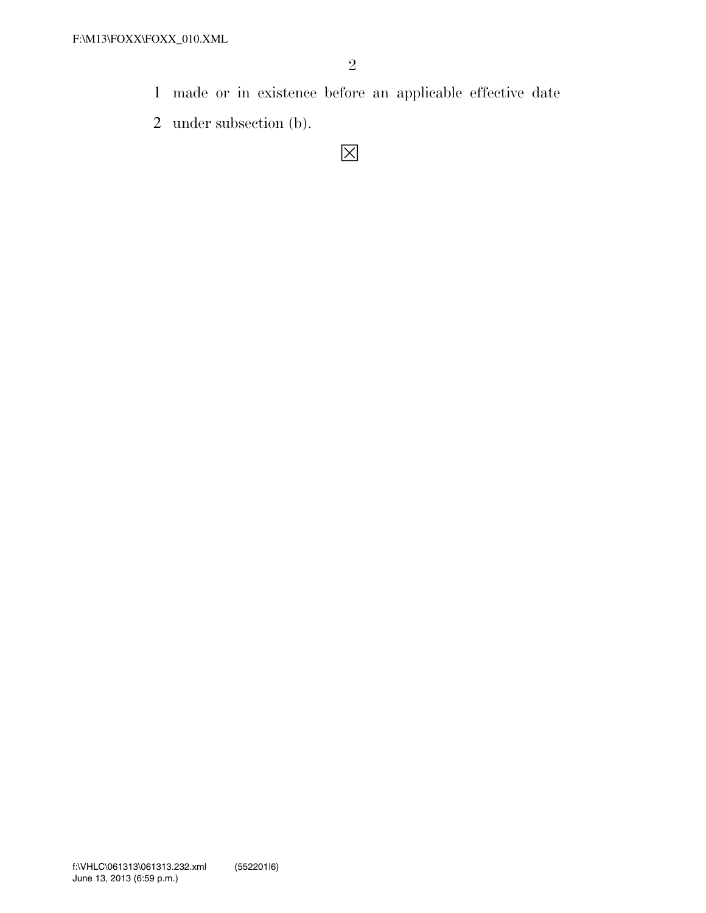made or in existence before an applicable effective date under subsection (b).